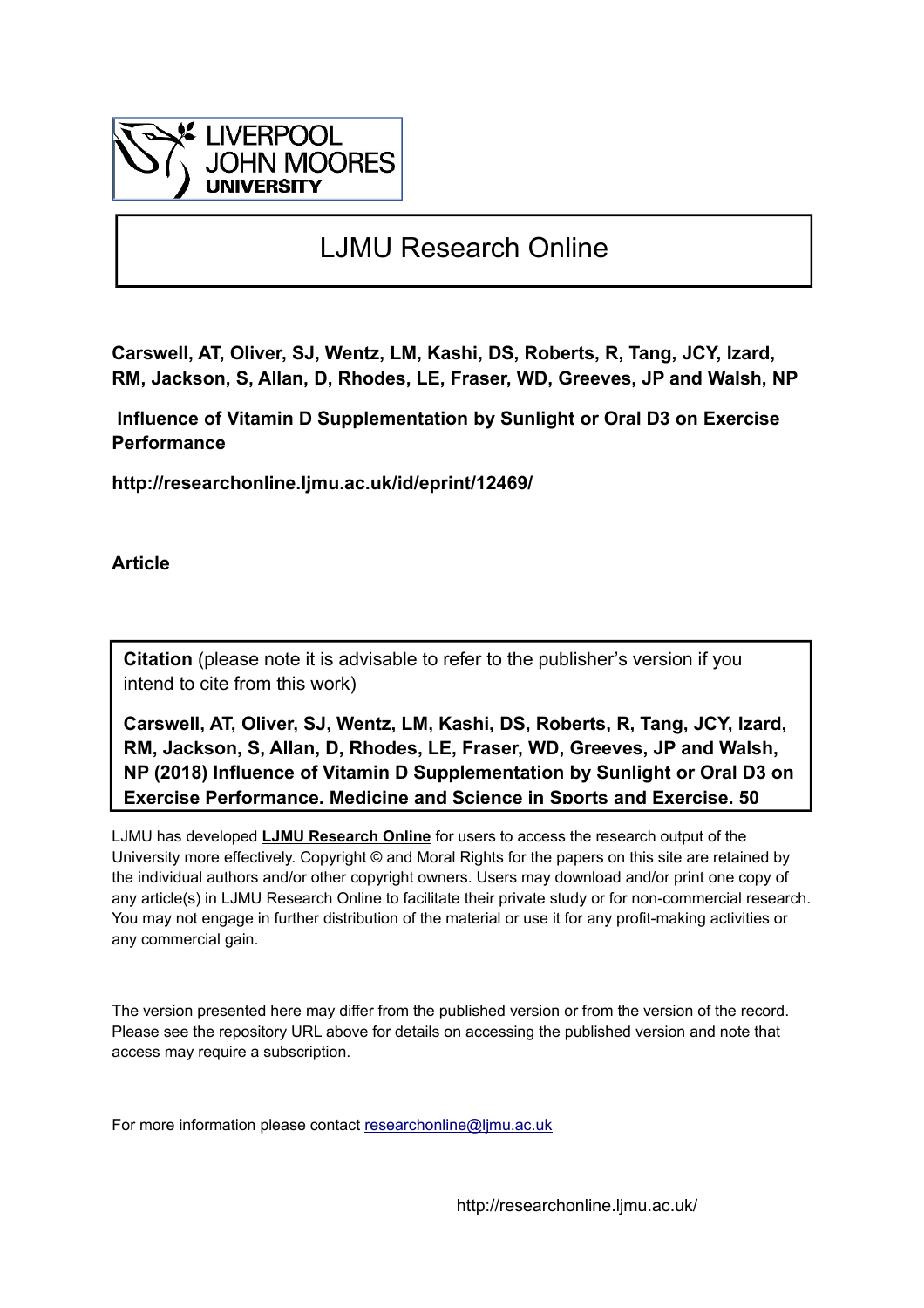LIVERPOOL JOHN MOORES UNIVERSITY

# LJMU Research Online

**Carswell, AT, Oliver, SJ, Wentz, LM, Kashi, DS, Roberts, R, Tang, JCY, Izard, RM, Jackson, S, Allan, D, Rhodes, LE, Fraser, WD, Greeves, JP and Walsh, NP**

**Influence of Vitamin D Supplementation by Sunlight or Oral D3 on Exercise Performance**

**http://researchonline.ljmu.ac.uk/id/eprint/12469/**

**Article**

**Citation** (please note it is advisable to refer to the publisher's version if you intend to cite from this work)

**Carswell, AT, Oliver, SJ, Wentz, LM, Kashi, DS, Roberts, R, Tang, JCY, Izard, RM, Jackson, S, Allan, D, Rhodes, LE, Fraser, WD, Greeves, JP and Walsh, NP (2018) Influence of Vitamin D Supplementation by Sunlight or Oral D3 on Exercise Performance. Medicine and Science in Sports and Exercise. 50**

LJMU has developed **LJMU Research Online** for users to access the research output of the University more effectively. Copyright © and Moral Rights for the papers on this site are retained by the individual authors and/or other copyright owners. Users may download and/or print one copy of any article(s) in LJMU Research Online to facilitate their private study or for non-commercial research. You may not engage in further distribution of the material or use it for any profit-making activities or any commercial gain.

The version presented here may differ from the published version or from the version of the record. Please see the repository URL above for details on accessing the published version and note that access may require a subscription.

For more information please contact researchonline@ljmu.ac.uk

http://researchonline.ljmu.ac.uk/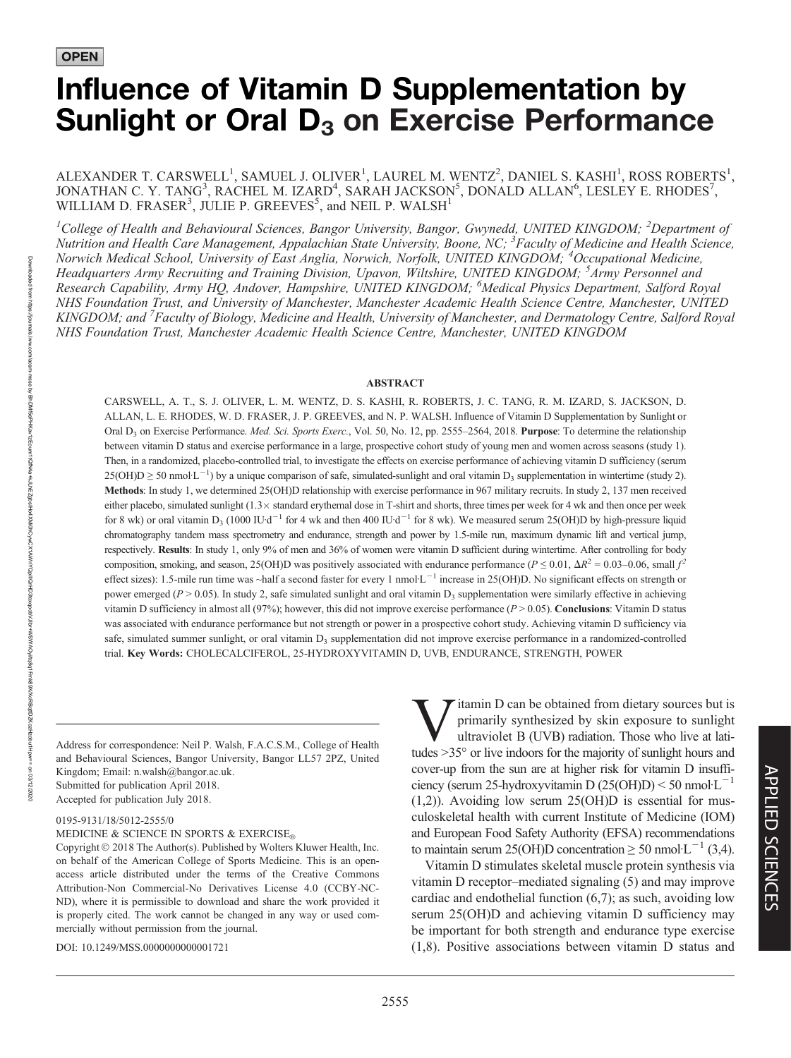# Influence of Vitamin D Supplementation by Sunlight or Oral $D_3$ on Exercise Performance

ALEXANDER T. CARSWELL[1], SAMUEL J. OLIVER[1], LAUREL M. WENTZ[2], DANIEL S. KASHI[1], ROSS ROBERTS[1], JONATHAN C. Y. TANG[3], RACHEL M. IZARD[4], SARAH JACKSON[5], DONALD ALLAN[6], LESLEY E. RHODES[7], WILLIAM D. FRASER[3], JULIE P. GREEVES[5], and NEIL P. WALSH[1]

[1]*College of Health and Behavioural Sciences, Bangor University, Bangor, Gwynedd, UNITED KINGDOM;* [2]*Department of Nutrition and Health Care Management, Appalachian State University, Boone, NC;* [3]*Faculty of Medicine and Health Science, Norwich Medical School, University of East Anglia, Norwich, Norfolk, UNITED KINGDOM;* [4]*Occupational Medicine, Headquarters Army Recruiting and Training Division, Upavon, Wiltshire, UNITED KINGDOM;* [5]*Army Personnel and Research Capability, Army HQ, Andover, Hampshire, UNITED KINGDOM;* [6]*Medical Physics Department, Salford Royal NHS Foundation Trust, and University of Manchester, Manchester Academic Health Science Centre, Manchester, UNITED KINGDOM; and* [7]*Faculty of Biology, Medicine and Health, University of Manchester, and Dermatology Centre, Salford Royal NHS Foundation Trust, Manchester Academic Health Science Centre, Manchester, UNITED KINGDOM*

## ABSTRACT

CARSWELL, A. T., S. J. OLIVER, L. M. WENTZ, D. S. KASHI, R. ROBERTS, J. C. TANG, R. M. IZARD, S. JACKSON, D. ALLAN, L. E. RHODES, W. D. FRASER, J. P. GREEVES, and N. P. WALSH. Influence of Vitamin D Supplementation by Sunlight or Oral $D_3$ on Exercise Performance. *Med. Sci. Sports Exerc.*, Vol. 50, No. 12, pp. 2555–2564, 2018. **Purpose**: To determine the relationship between vitamin D status and exercise performance in a large, prospective cohort study of young men and women across seasons (study 1). Then, in a randomized, placebo-controlled trial, to investigate the effects on exercise performance of achieving vitamin D sufficiency (serum 25(OH)D $\geq$ 50 nmol·L$^{-1}$) by a unique comparison of safe, simulated-sunlight and oral vitamin $D_3$ supplementation in wintertime (study 2). **Methods**: In study 1, we determined 25(OH)D relationship with exercise performance in 967 military recruits. In study 2, 137 men received either placebo, simulated sunlight (1.3$\times$ standard erythemal dose in T-shirt and shorts, three times per week for 4 wk and then once per week for 8 wk) or oral vitamin $D_3$ (1000 IU·d$^{-1}$ for 4 wk and then 400 IU·d$^{-1}$ for 8 wk). We measured serum 25(OH)D by high-pressure liquid chromatography tandem mass spectrometry and endurance, strength and power by 1.5-mile run, maximum dynamic lift and vertical jump, respectively. **Results**: In study 1, only 9% of men and 36% of women were vitamin D sufficient during wintertime. After controlling for body composition, smoking, and season, 25(OH)D was positively associated with endurance performance ($P \leq 0.01$, $\Delta R^2$ = 0.03–0.06, small $f^2$ effect sizes): 1.5-mile run time was ~half a second faster for every 1 nmol·L$^{-1}$ increase in 25(OH)D. No significant effects on strength or power emerged ($P > 0.05$). In study 2, safe simulated sunlight and oral vitamin $D_3$ supplementation were similarly effective in achieving vitamin D sufficiency in almost all (97%); however, this did not improve exercise performance ($P > 0.05$). **Conclusions**: Vitamin D status was associated with endurance performance but not strength or power in a prospective cohort study. Achieving vitamin D sufficiency via safe, simulated summer sunlight, or oral vitamin $D_3$ supplementation did not improve exercise performance in a randomized-controlled trial. **Key Words:** CHOLECALCIFEROL, 25-HYDROXYVITAMIN D, UVB, ENDURANCE, STRENGTH, POWER

Vitamin D can be obtained from dietary sources but is primarily synthesized by skin exposure to sunlight ultraviolet B (UVB) radiation. Those who live at latitudes >35° or live indoors for the majority of sunlight hours and cover-up from the sun are at higher risk for vitamin D insufficiency (serum 25-hydroxyvitamin D (25(OH)D) < 50 nmol·L$^{-1}$ (1,2)). Avoiding low serum 25(OH)D is essential for musculoskeletal health with current Institute of Medicine (IOM) and European Food Safety Authority (EFSA) recommendations to maintain serum 25(OH)D concentration $\geq$ 50 nmol·L$^{-1}$ (3,4).

Vitamin D stimulates skeletal muscle protein synthesis via vitamin D receptor–mediated signaling (5) and may improve cardiac and endothelial function (6,7); as such, avoiding low serum 25(OH)D and achieving vitamin D sufficiency may be important for both strength and endurance type exercise (1,8). Positive associations between vitamin D status and

Address for correspondence: Neil P. Walsh, F.A.C.S.M., College of Health and Behavioural Sciences, Bangor University, Bangor LL57 2PZ, United Kingdom; Email: n.walsh@bangor.ac.uk.
Submitted for publication April 2018.
Accepted for publication July 2018.

0195-9131/18/5012-2555/0
MEDICINE & SCIENCE IN SPORTS & EXERCISE®
Copyright © 2018 The Author(s). Published by Wolters Kluwer Health, Inc. on behalf of the American College of Sports Medicine. This is an open-access article distributed under the terms of the Creative Commons Attribution-Non Commercial-No Derivatives License 4.0 (CCBY-NC-ND), where it is permissible to download and share the work provided it is properly cited. The work cannot be changed in any way or used commercially without permission from the journal.

DOI: 10.1249/MSS.0000000000001721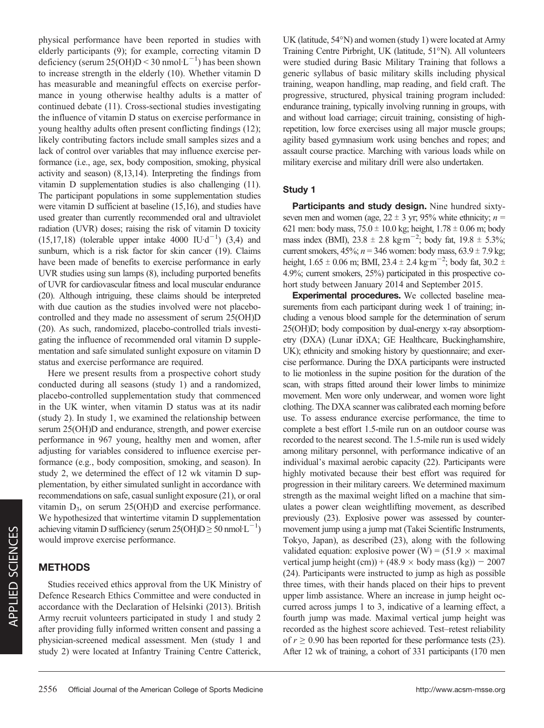physical performance have been reported in studies with elderly participants (9); for example, correcting vitamin D deficiency (serum 25(OH)D < 30 nmol·L$^{-1}$) has been shown to increase strength in the elderly (10). Whether vitamin D has measurable and meaningful effects on exercise performance in young otherwise healthy adults is a matter of continued debate (11). Cross-sectional studies investigating the influence of vitamin D status on exercise performance in young healthy adults often present conflicting findings (12); likely contributing factors include small samples sizes and a lack of control over variables that may influence exercise performance (i.e., age, sex, body composition, smoking, physical activity and season) (8,13,14). Interpreting the findings from vitamin D supplementation studies is also challenging (11). The participant populations in some supplementation studies were vitamin D sufficient at baseline (15,16), and studies have used greater than currently recommended oral and ultraviolet radiation (UVR) doses; raising the risk of vitamin D toxicity (15,17,18) (tolerable upper intake 4000 IU·d$^{-1}$) (3,4) and sunburn, which is a risk factor for skin cancer (19). Claims have been made of benefits to exercise performance in early UVR studies using sun lamps (8), including purported benefits of UVR for cardiovascular fitness and local muscular endurance (20). Although intriguing, these claims should be interpreted with due caution as the studies involved were not placebo-controlled and they made no assessment of serum 25(OH)D (20). As such, randomized, placebo-controlled trials investigating the influence of recommended oral vitamin D supplementation and safe simulated sunlight exposure on vitamin D status and exercise performance are required.

Here we present results from a prospective cohort study conducted during all seasons (study 1) and a randomized, placebo-controlled supplementation study that commenced in the UK winter, when vitamin D status was at its nadir (study 2). In study 1, we examined the relationship between serum 25(OH)D and endurance, strength, and power exercise performance in 967 young, healthy men and women, after adjusting for variables considered to influence exercise performance (e.g., body composition, smoking, and season). In study 2, we determined the effect of 12 wk vitamin D supplementation, by either simulated sunlight in accordance with recommendations on safe, casual sunlight exposure (21), or oral vitamin $D_3$, on serum 25(OH)D and exercise performance. We hypothesized that wintertime vitamin D supplementation achieving vitamin D sufficiency (serum 25(OH)D ≥ 50 nmol·L$^{-1}$) would improve exercise performance.

## METHODS

Studies received ethics approval from the UK Ministry of Defence Research Ethics Committee and were conducted in accordance with the Declaration of Helsinki (2013). British Army recruit volunteers participated in study 1 and study 2 after providing fully informed written consent and passing a physician-screened medical assessment. Men (study 1 and study 2) were located at Infantry Training Centre Catterick, UK (latitude, 54°N) and women (study 1) were located at Army Training Centre Pirbright, UK (latitude, 51°N). All volunteers were studied during Basic Military Training that follows a generic syllabus of basic military skills including physical training, weapon handling, map reading, and field craft. The progressive, structured, physical training program included: endurance training, typically involving running in groups, with and without load carriage; circuit training, consisting of high-repetition, low force exercises using all major muscle groups; agility based gymnasium work using benches and ropes; and assault course practice. Marching with various loads while on military exercise and military drill were also undertaken.

### Study 1

**Participants and study design.** Nine hundred sixty-seven men and women (age, 22 ± 3 yr; 95% white ethnicity; $n$ = 621 men: body mass, 75.0 ± 10.0 kg; height, 1.78 ± 0.06 m; body mass index (BMI), 23.8 ± 2.8 kg·m$^{-2}$; body fat, 19.8 ± 5.3%; current smokers, 45%; $n$ = 346 women: body mass, 63.9 ± 7.9 kg; height, 1.65 ± 0.06 m; BMI, 23.4 ± 2.4 kg·m$^{-2}$; body fat, 30.2 ± 4.9%; current smokers, 25%) participated in this prospective cohort study between January 2014 and September 2015.

**Experimental procedures.** We collected baseline measurements from each participant during week 1 of training; including a venous blood sample for the determination of serum 25(OH)D; body composition by dual-energy x-ray absorptiometry (DXA) (Lunar iDXA; GE Healthcare, Buckinghamshire, UK); ethnicity and smoking history by questionnaire; and exercise performance. During the DXA participants were instructed to lie motionless in the supine position for the duration of the scan, with straps fitted around their lower limbs to minimize movement. Men wore only underwear, and women wore light clothing. The DXA scanner was calibrated each morning before use. To assess endurance exercise performance, the time to complete a best effort 1.5-mile run on an outdoor course was recorded to the nearest second. The 1.5-mile run is used widely among military personnel, with performance indicative of an individual's maximal aerobic capacity (22). Participants were highly motivated because their best effort was required for progression in their military careers. We determined maximum strength as the maximal weight lifted on a machine that simulates a power clean weightlifting movement, as described previously (23). Explosive power was assessed by countermovement jump using a jump mat (Takei Scientific Instruments, Tokyo, Japan), as described (23), along with the following validated equation: explosive power (W) = (51.9 × maximal vertical jump height (cm)) + (48.9 × body mass (kg)) − 2007 (24). Participants were instructed to jump as high as possible three times, with their hands placed on their hips to prevent upper limb assistance. Where an increase in jump height occurred across jumps 1 to 3, indicative of a learning effect, a fourth jump was made. Maximal vertical jump height was recorded as the highest score achieved. Test–retest reliability of $r$ ≥ 0.90 has been reported for these performance tests (23). After 12 wk of training, a cohort of 331 participants (170 men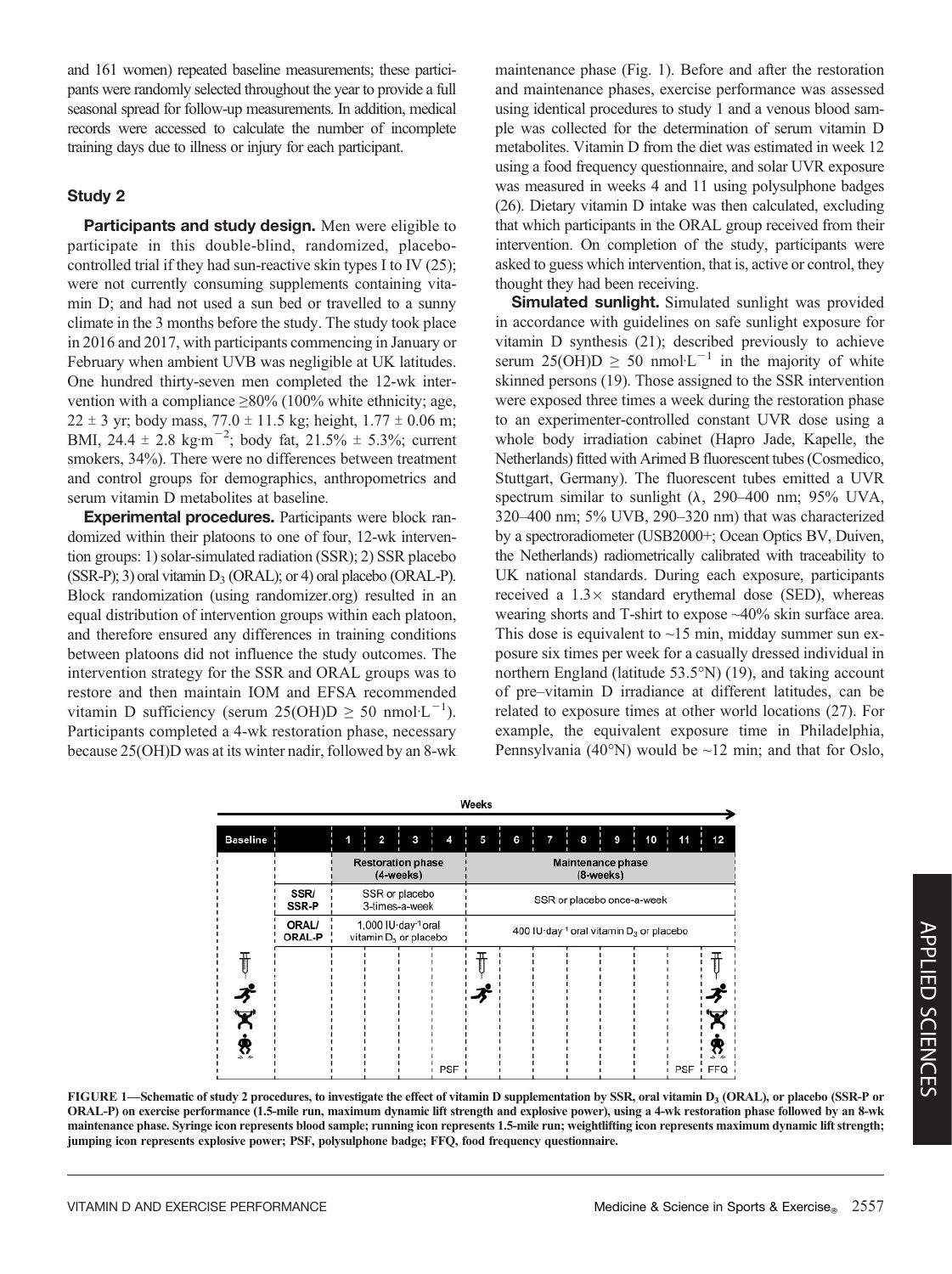and 161 women) repeated baseline measurements; these participants were randomly selected throughout the year to provide a full seasonal spread for follow-up measurements. In addition, medical records were accessed to calculate the number of incomplete training days due to illness or injury for each participant.

## Study 2

**Participants and study design.** Men were eligible to participate in this double-blind, randomized, placebo-controlled trial if they had sun-reactive skin types I to IV (25); were not currently consuming supplements containing vitamin D; and had not used a sun bed or travelled to a sunny climate in the 3 months before the study. The study took place in 2016 and 2017, with participants commencing in January or February when ambient UVB was negligible at UK latitudes. One hundred thirty-seven men completed the 12-wk intervention with a compliance ≥80% (100% white ethnicity; age, 22 ± 3 yr; body mass, 77.0 ± 11.5 kg; height, 1.77 ± 0.06 m; BMI, 24.4 ± 2.8 kg·m$^{-2}$; body fat, 21.5% ± 5.3%; current smokers, 34%). There were no differences between treatment and control groups for demographics, anthropometrics and serum vitamin D metabolites at baseline.

**Experimental procedures.** Participants were block randomized within their platoons to one of four, 12-wk intervention groups: 1) solar-simulated radiation (SSR); 2) SSR placebo (SSR-P); 3) oral vitamin $D_3$ (ORAL); or 4) oral placebo (ORAL-P). Block randomization (using randomizer.org) resulted in an equal distribution of intervention groups within each platoon, and therefore ensured any differences in training conditions between platoons did not influence the study outcomes. The intervention strategy for the SSR and ORAL groups was to restore and then maintain IOM and EFSA recommended vitamin D sufficiency (serum 25(OH)D ≥ 50 nmol·L$^{-1}$). Participants completed a 4-wk restoration phase, necessary because 25(OH)D was at its winter nadir, followed by an 8-wk maintenance phase (Fig. 1). Before and after the restoration and maintenance phases, exercise performance was assessed using identical procedures to study 1 and a venous blood sample was collected for the determination of serum vitamin D metabolites. Vitamin D from the diet was estimated in week 12 using a food frequency questionnaire, and solar UVR exposure was measured in weeks 4 and 11 using polysulphone badges (26). Dietary vitamin D intake was then calculated, excluding that which participants in the ORAL group received from their intervention. On completion of the study, participants were asked to guess which intervention, that is, active or control, they thought they had been receiving.

**Simulated sunlight.** Simulated sunlight was provided in accordance with guidelines on safe sunlight exposure for vitamin D synthesis (21); described previously to achieve serum 25(OH)D ≥ 50 nmol·L$^{-1}$ in the majority of white skinned persons (19). Those assigned to the SSR intervention were exposed three times a week during the restoration phase to an experimenter-controlled constant UVR dose using a whole body irradiation cabinet (Hapro Jade, Kapelle, the Netherlands) fitted with Arimed B fluorescent tubes (Cosmedico, Stuttgart, Germany). The fluorescent tubes emitted a UVR spectrum similar to sunlight (λ, 290–400 nm; 95% UVA, 320–400 nm; 5% UVB, 290–320 nm) that was characterized by a spectroradiometer (USB2000+; Ocean Optics BV, Duiven, the Netherlands) radiometrically calibrated with traceability to UK national standards. During each exposure, participants received a 1.3× standard erythemal dose (SED), whereas wearing shorts and T-shirt to expose ~40% skin surface area. This dose is equivalent to ~15 min, midday summer sun exposure six times per week for a casually dressed individual in northern England (latitude 53.5°N) (19), and taking account of pre–vitamin D irradiance at different latitudes, can be related to exposure times at other world locations (27). For example, the equivalent exposure time in Philadelphia, Pennsylvania (40°N) would be ~12 min; and that for Oslo,

| Baseline | | Weeks 1–4 | Weeks 5–12 |
|---|---|---|---|
| | | Restoration phase (4-weeks) | Maintenance phase (8-weeks) |
| | SSR/ SSR-P | SSR or placebo 3-times-a-week | SSR or placebo once-a-week |
| | ORAL/ ORAL-P | 1,000 IU·day$^{-1}$ oral vitamin $D_3$ or placebo | 400 IU·day$^{-1}$ oral vitamin $D_3$ or placebo |

FIGURE 1—Schematic of study 2 procedures, to investigate the effect of vitamin D supplementation by SSR, oral vitamin $D_3$ (ORAL), or placebo (SSR-P or ORAL-P) on exercise performance (1.5-mile run, maximum dynamic lift strength and explosive power), using a 4-wk restoration phase followed by an 8-wk maintenance phase. Syringe icon represents blood sample; running icon represents 1.5-mile run; weightlifting icon represents maximum dynamic lift strength; jumping icon represents explosive power; PSF, polysulphone badge; FFQ, food frequency questionnaire.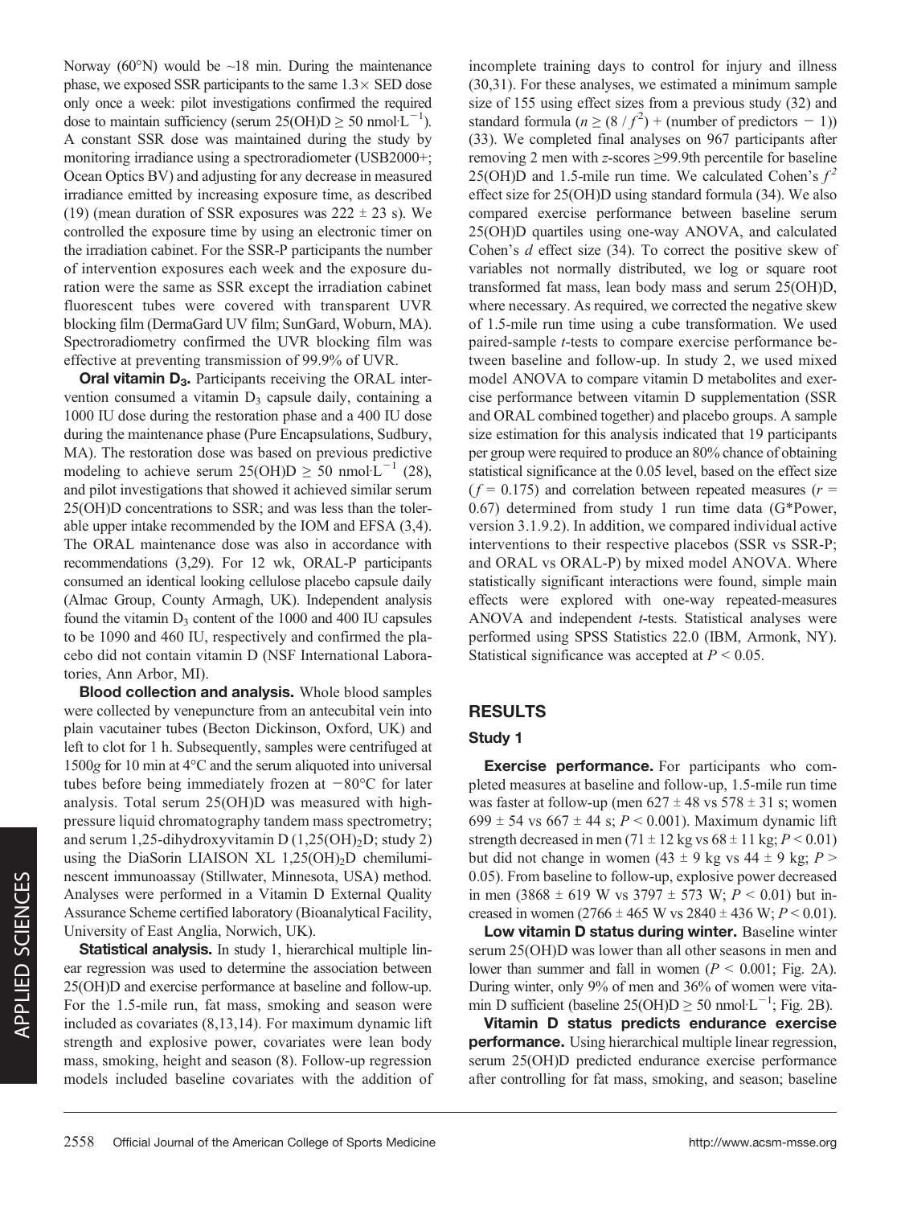Norway (60°N) would be ~18 min. During the maintenance phase, we exposed SSR participants to the same 1.3× SED dose only once a week: pilot investigations confirmed the required dose to maintain sufficiency (serum 25(OH)D ≥ 50 nmol·L$^{-1}$). A constant SSR dose was maintained during the study by monitoring irradiance using a spectroradiometer (USB2000+; Ocean Optics BV) and adjusting for any decrease in measured irradiance emitted by increasing exposure time, as described (19) (mean duration of SSR exposures was 222 ± 23 s). We controlled the exposure time by using an electronic timer on the irradiation cabinet. For the SSR-P participants the number of intervention exposures each week and the exposure duration were the same as SSR except the irradiation cabinet fluorescent tubes were covered with transparent UVR blocking film (DermaGard UV film; SunGard, Woburn, MA). Spectroradiometry confirmed the UVR blocking film was effective at preventing transmission of 99.9% of UVR.

**Oral vitamin $D_3$.** Participants receiving the ORAL intervention consumed a vitamin $D_3$ capsule daily, containing a 1000 IU dose during the restoration phase and a 400 IU dose during the maintenance phase (Pure Encapsulations, Sudbury, MA). The restoration dose was based on previous predictive modeling to achieve serum 25(OH)D ≥ 50 nmol·L$^{-1}$ (28), and pilot investigations that showed it achieved similar serum 25(OH)D concentrations to SSR; and was less than the tolerable upper intake recommended by the IOM and EFSA (3,4). The ORAL maintenance dose was also in accordance with recommendations (3,29). For 12 wk, ORAL-P participants consumed an identical looking cellulose placebo capsule daily (Almac Group, County Armagh, UK). Independent analysis found the vitamin $D_3$ content of the 1000 and 400 IU capsules to be 1090 and 460 IU, respectively and confirmed the placebo did not contain vitamin D (NSF International Laboratories, Ann Arbor, MI).

**Blood collection and analysis.** Whole blood samples were collected by venepuncture from an antecubital vein into plain vacutainer tubes (Becton Dickinson, Oxford, UK) and left to clot for 1 h. Subsequently, samples were centrifuged at 1500$g$ for 10 min at 4°C and the serum aliquoted into universal tubes before being immediately frozen at −80°C for later analysis. Total serum 25(OH)D was measured with high-pressure liquid chromatography tandem mass spectrometry; and serum 1,25-dihydroxyvitamin D (1,25$(OH)_2$D; study 2) using the DiaSorin LIAISON XL 1,25$(OH)_2$D chemiluminescent immunoassay (Stillwater, Minnesota, USA) method. Analyses were performed in a Vitamin D External Quality Assurance Scheme certified laboratory (Bioanalytical Facility, University of East Anglia, Norwich, UK).

**Statistical analysis.** In study 1, hierarchical multiple linear regression was used to determine the association between 25(OH)D and exercise performance at baseline and follow-up. For the 1.5-mile run, fat mass, smoking and season were included as covariates (8,13,14). For maximum dynamic lift strength and explosive power, covariates were lean body mass, smoking, height and season (8). Follow-up regression models included baseline covariates with the addition of incomplete training days to control for injury and illness (30,31). For these analyses, we estimated a minimum sample size of 155 using effect sizes from a previous study (32) and standard formula ($n \geq (8 / f^2)$ + (number of predictors − 1)) (33). We completed final analyses on 967 participants after removing 2 men with $z$-scores ≥99.9th percentile for baseline 25(OH)D and 1.5-mile run time. We calculated Cohen's $f^2$ effect size for 25(OH)D using standard formula (34). We also compared exercise performance between baseline serum 25(OH)D quartiles using one-way ANOVA, and calculated Cohen's $d$ effect size (34). To correct the positive skew of variables not normally distributed, we log or square root transformed fat mass, lean body mass and serum 25(OH)D, where necessary. As required, we corrected the negative skew of 1.5-mile run time using a cube transformation. We used paired-sample $t$-tests to compare exercise performance between baseline and follow-up. In study 2, we used mixed model ANOVA to compare vitamin D metabolites and exercise performance between vitamin D supplementation (SSR and ORAL combined together) and placebo groups. A sample size estimation for this analysis indicated that 19 participants per group were required to produce an 80% chance of obtaining statistical significance at the 0.05 level, based on the effect size ($f$ = 0.175) and correlation between repeated measures ($r$ = 0.67) determined from study 1 run time data (G*Power, version 3.1.9.2). In addition, we compared individual active interventions to their respective placebos (SSR vs SSR-P; and ORAL vs ORAL-P) by mixed model ANOVA. Where statistically significant interactions were found, simple main effects were explored with one-way repeated-measures ANOVA and independent $t$-tests. Statistical analyses were performed using SPSS Statistics 22.0 (IBM, Armonk, NY). Statistical significance was accepted at $P < 0.05$.

## RESULTS

### Study 1

**Exercise performance.** For participants who completed measures at baseline and follow-up, 1.5-mile run time was faster at follow-up (men 627 ± 48 vs 578 ± 31 s; women 699 ± 54 vs 667 ± 44 s; $P < 0.001$). Maximum dynamic lift strength decreased in men (71 ± 12 kg vs 68 ± 11 kg; $P < 0.01$) but did not change in women (43 ± 9 kg vs 44 ± 9 kg; $P > 0.05$). From baseline to follow-up, explosive power decreased in men (3868 ± 619 W vs 3797 ± 573 W; $P < 0.01$) but increased in women (2766 ± 465 W vs 2840 ± 436 W; $P < 0.01$).

**Low vitamin D status during winter.** Baseline winter serum 25(OH)D was lower than all other seasons in men and lower than summer and fall in women ($P < 0.001$; Fig. 2A). During winter, only 9% of men and 36% of women were vitamin D sufficient (baseline 25(OH)D ≥ 50 nmol·L$^{-1}$; Fig. 2B).

**Vitamin D status predicts endurance exercise performance.** Using hierarchical multiple linear regression, serum 25(OH)D predicted endurance exercise performance after controlling for fat mass, smoking, and season; baseline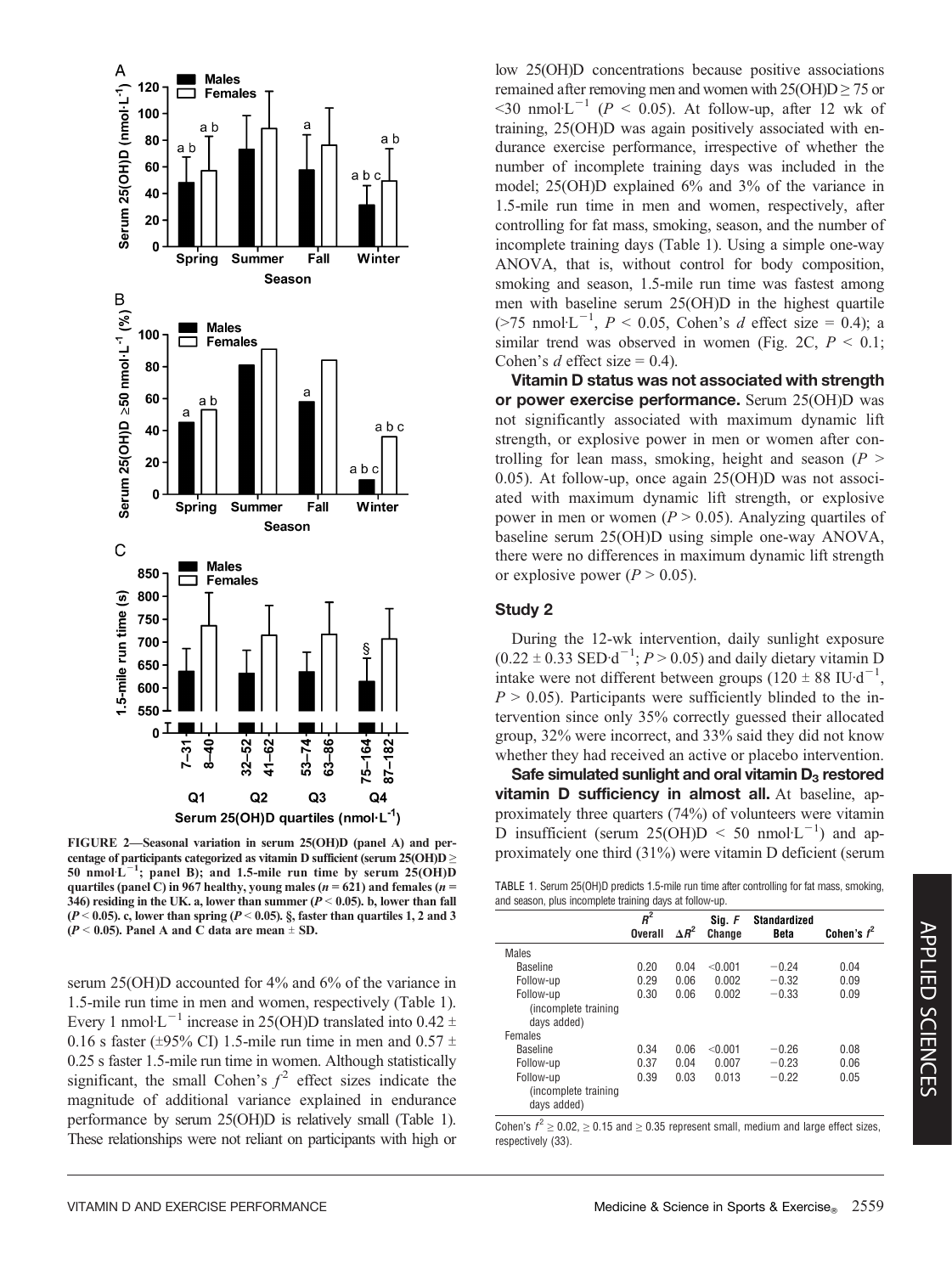FIGURE 2—Seasonal variation in serum 25(OH)D (panel A) and percentage of participants categorized as vitamin D sufficient (serum 25(OH)D ≥ 50 nmol·L$^{-1}$; panel B); and 1.5-mile run time by serum 25(OH)D quartiles (panel C) in 967 healthy, young males ($n$ = 621) and females ($n$ = 346) residing in the UK. a, lower than summer ($P$ < 0.05). b, lower than fall ($P$ < 0.05). c, lower than spring ($P$ < 0.05). §, faster than quartiles 1, 2 and 3 ($P$ < 0.05). Panel A and C data are mean ± SD.

serum 25(OH)D accounted for 4% and 6% of the variance in 1.5-mile run time in men and women, respectively (Table 1). Every 1 nmol·L$^{-1}$ increase in 25(OH)D translated into 0.42 ± 0.16 s faster (±95% CI) 1.5-mile run time in men and 0.57 ± 0.25 s faster 1.5-mile run time in women. Although statistically significant, the small Cohen's $f^2$ effect sizes indicate the magnitude of additional variance explained in endurance performance by serum 25(OH)D is relatively small (Table 1). These relationships were not reliant on participants with high or low 25(OH)D concentrations because positive associations remained after removing men and women with 25(OH)D ≥ 75 or <30 nmol·L$^{-1}$ ($P$ < 0.05). At follow-up, after 12 wk of training, 25(OH)D was again positively associated with endurance exercise performance, irrespective of whether the number of incomplete training days was included in the model; 25(OH)D explained 6% and 3% of the variance in 1.5-mile run time in men and women, respectively, after controlling for fat mass, smoking, season, and the number of incomplete training days (Table 1). Using a simple one-way ANOVA, that is, without control for body composition, smoking and season, 1.5-mile run time was fastest among men with baseline serum 25(OH)D in the highest quartile (>75 nmol·L$^{-1}$, $P$ < 0.05, Cohen's $d$ effect size = 0.4); a similar trend was observed in women (Fig. 2C, $P$ < 0.1; Cohen's $d$ effect size = 0.4).

**Vitamin D status was not associated with strength or power exercise performance.** Serum 25(OH)D was not significantly associated with maximum dynamic lift strength, or explosive power in men or women after controlling for lean mass, smoking, height and season ($P$ > 0.05). At follow-up, once again 25(OH)D was not associated with maximum dynamic lift strength, or explosive power in men or women ($P$ > 0.05). Analyzing quartiles of baseline serum 25(OH)D using simple one-way ANOVA, there were no differences in maximum dynamic lift strength or explosive power ($P$ > 0.05).

## Study 2

During the 12-wk intervention, daily sunlight exposure (0.22 ± 0.33 SED·d$^{-1}$; $P$ > 0.05) and daily dietary vitamin D intake were not different between groups (120 ± 88 IU·d$^{-1}$, $P$ > 0.05). Participants were sufficiently blinded to the intervention since only 35% correctly guessed their allocated group, 32% were incorrect, and 33% said they did not know whether they had received an active or placebo intervention.

**Safe simulated sunlight and oral vitamin $D_3$ restored vitamin D sufficiency in almost all.** At baseline, approximately three quarters (74%) of volunteers were vitamin D insufficient (serum 25(OH)D < 50 nmol·L$^{-1}$) and approximately one third (31%) were vitamin D deficient (serum

TABLE 1. Serum 25(OH)D predicts 1.5-mile run time after controlling for fat mass, smoking, and season, plus incomplete training days at follow-up.

| | $R^2$ Overall | $\Delta R^2$ | Sig. $F$ Change | Standardized Beta | Cohen's $f^2$ |
|---|---|---|---|---|---|
| Males | | | | | |
| Baseline | 0.20 | 0.04 | <0.001 | −0.24 | 0.04 |
| Follow-up | 0.29 | 0.06 | 0.002 | −0.32 | 0.09 |
| Follow-up (incomplete training days added) | 0.30 | 0.06 | 0.002 | −0.33 | 0.09 |
| Females | | | | | |
| Baseline | 0.34 | 0.06 | <0.001 | −0.26 | 0.08 |
| Follow-up | 0.37 | 0.04 | 0.007 | −0.23 | 0.06 |
| Follow-up (incomplete training days added) | 0.39 | 0.03 | 0.013 | −0.22 | 0.05 |

Cohen's $f^2$ ≥ 0.02, ≥ 0.15 and ≥ 0.35 represent small, medium and large effect sizes, respectively (33).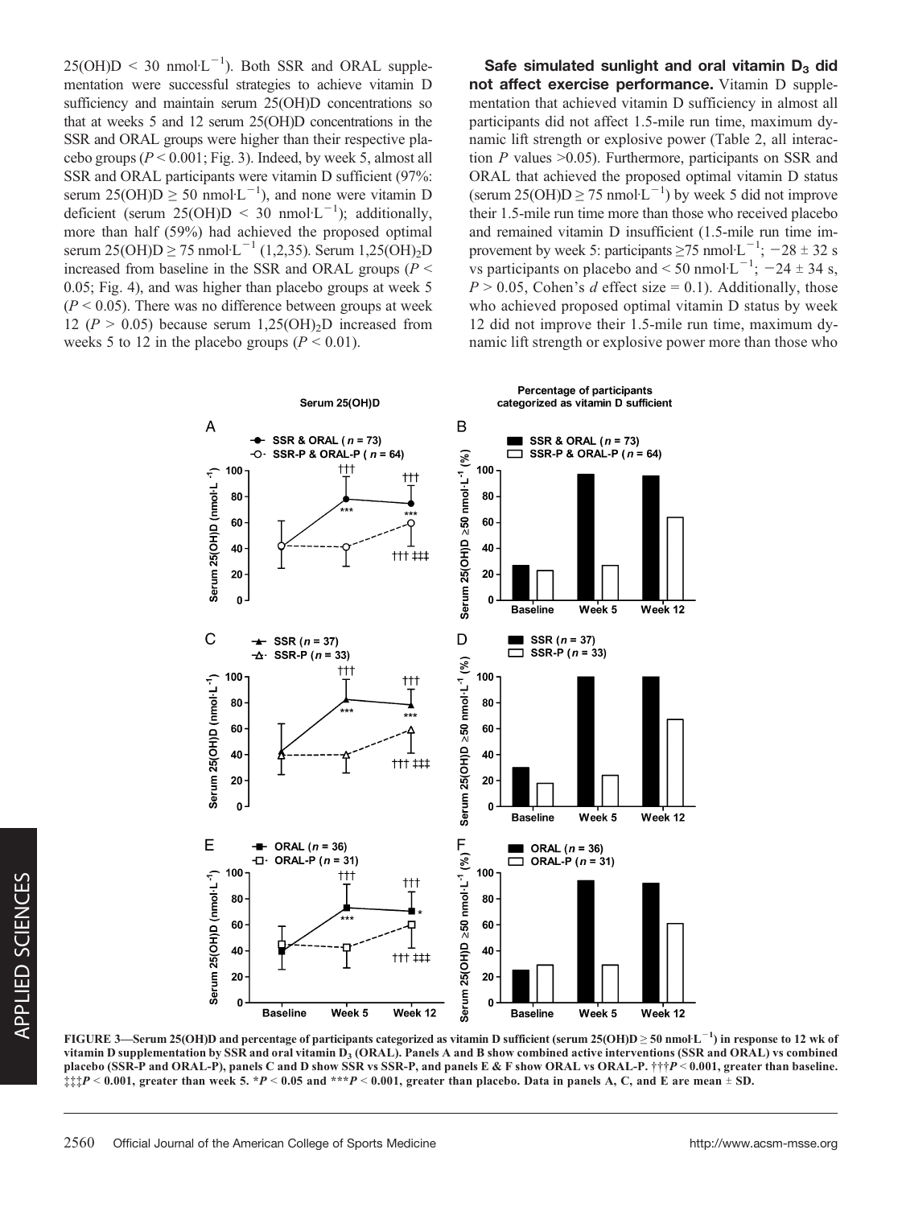$25(OH)D < 30\ nmol{\cdot}L^{-1}$). Both SSR and ORAL supplementation were successful strategies to achieve vitamin D sufficiency and maintain serum 25(OH)D concentrations so that at weeks 5 and 12 serum 25(OH)D concentrations in the SSR and ORAL groups were higher than their respective placebo groups ($P < 0.001$; Fig. 3). Indeed, by week 5, almost all SSR and ORAL participants were vitamin D sufficient (97%: serum $25(OH)D \geq 50\ nmol{\cdot}L^{-1}$), and none were vitamin D deficient (serum $25(OH)D < 30\ nmol{\cdot}L^{-1}$); additionally, more than half (59%) had achieved the proposed optimal serum $25(OH)D \geq 75\ nmol{\cdot}L^{-1}$ (1,2,35). Serum $1,25(OH)_2D$ increased from baseline in the SSR and ORAL groups ($P < 0.05$; Fig. 4), and was higher than placebo groups at week 5 ($P < 0.05$). There was no difference between groups at week 12 ($P > 0.05$) because serum $1,25(OH)_2D$ increased from weeks 5 to 12 in the placebo groups ($P < 0.01$).

**Safe simulated sunlight and oral vitamin $D_3$ did not affect exercise performance.** Vitamin D supplementation that achieved vitamin D sufficiency in almost all participants did not affect 1.5-mile run time, maximum dynamic lift strength or explosive power (Table 2, all interaction $P$ values >0.05). Furthermore, participants on SSR and ORAL that achieved the proposed optimal vitamin D status (serum $25(OH)D \geq 75\ nmol{\cdot}L^{-1}$) by week 5 did not improve their 1.5-mile run time more than those who received placebo and remained vitamin D insufficient (1.5-mile run time improvement by week 5: participants $\geq 75\ nmol{\cdot}L^{-1}$; $-28 \pm 32$ s vs participants on placebo and $< 50\ nmol{\cdot}L^{-1}$; $-24 \pm 34$ s, $P > 0.05$, Cohen's $d$ effect size = 0.1). Additionally, those who achieved proposed optimal vitamin D status by week 12 did not improve their 1.5-mile run time, maximum dynamic lift strength or explosive power more than those who

FIGURE 3—Serum 25(OH)D and percentage of participants categorized as vitamin D sufficient (serum $25(OH)D \geq 50\ nmol{\cdot}L^{-1}$) in response to 12 wk of vitamin D supplementation by SSR and oral vitamin $D_3$ (ORAL). Panels A and B show combined active interventions (SSR and ORAL) vs combined placebo (SSR-P and ORAL-P), panels C and D show SSR vs SSR-P, and panels E & F show ORAL vs ORAL-P. †††$P < 0.001$, greater than baseline. ‡‡‡$P < 0.001$, greater than week 5. \*$P < 0.05$ and \*\*\*$P < 0.001$, greater than placebo. Data in panels A, C, and E are mean ± SD.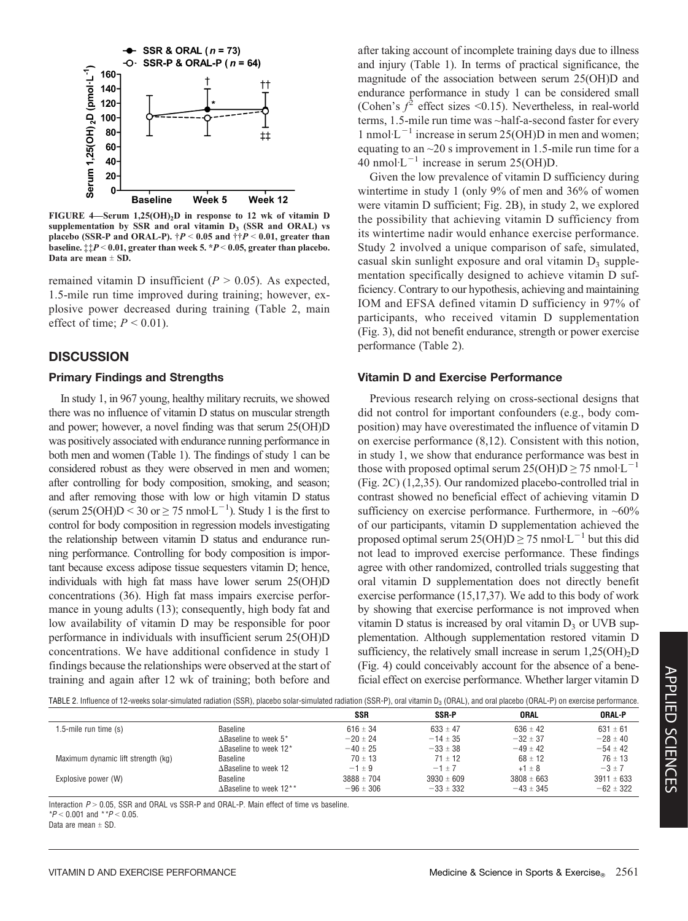FIGURE 4—Serum $1,25(OH)_2D$ in response to 12 wk of vitamin D supplementation by SSR and oral vitamin $D_3$ (SSR and ORAL) vs placebo (SSR-P and ORAL-P). †$P < 0.05$ and ††$P < 0.01$, greater than baseline. ‡‡$P < 0.01$, greater than week 5. *$P < 0.05$, greater than placebo. Data are mean ± SD.

remained vitamin D insufficient ($P > 0.05$). As expected, 1.5-mile run time improved during training; however, explosive power decreased during training (Table 2, main effect of time; $P < 0.01$).

## DISCUSSION

### Primary Findings and Strengths

In study 1, in 967 young, healthy military recruits, we showed there was no influence of vitamin D status on muscular strength and power; however, a novel finding was that serum 25(OH)D was positively associated with endurance running performance in both men and women (Table 1). The findings of study 1 can be considered robust as they were observed in men and women; after controlling for body composition, smoking, and season; and after removing those with low or high vitamin D status (serum 25(OH)D < 30 or ≥ 75 nmol·L$^{-1}$). Study 1 is the first to control for body composition in regression models investigating the relationship between vitamin D status and endurance running performance. Controlling for body composition is important because excess adipose tissue sequesters vitamin D; hence, individuals with high fat mass have lower serum 25(OH)D concentrations (36). High fat mass impairs exercise performance in young adults (13); consequently, high body fat and low availability of vitamin D may be responsible for poor performance in individuals with insufficient serum 25(OH)D concentrations. We have additional confidence in study 1 findings because the relationships were observed at the start of training and again after 12 wk of training; both before and after taking account of incomplete training days due to illness and injury (Table 1). In terms of practical significance, the magnitude of the association between serum 25(OH)D and endurance performance in study 1 can be considered small (Cohen's $f^2$ effect sizes <0.15). Nevertheless, in real-world terms, 1.5-mile run time was ~half-a-second faster for every 1 nmol·L$^{-1}$ increase in serum 25(OH)D in men and women; equating to an ~20 s improvement in 1.5-mile run time for a 40 nmol·L$^{-1}$ increase in serum 25(OH)D.

Given the low prevalence of vitamin D sufficiency during wintertime in study 1 (only 9% of men and 36% of women were vitamin D sufficient; Fig. 2B), in study 2, we explored the possibility that achieving vitamin D sufficiency from its wintertime nadir would enhance exercise performance. Study 2 involved a unique comparison of safe, simulated, casual skin sunlight exposure and oral vitamin $D_3$ supplementation specifically designed to achieve vitamin D sufficiency. Contrary to our hypothesis, achieving and maintaining IOM and EFSA defined vitamin D sufficiency in 97% of participants, who received vitamin D supplementation (Fig. 3), did not benefit endurance, strength or power exercise performance (Table 2).

### Vitamin D and Exercise Performance

Previous research relying on cross-sectional designs that did not control for important confounders (e.g., body composition) may have overestimated the influence of vitamin D on exercise performance (8,12). Consistent with this notion, in study 1, we show that endurance performance was best in those with proposed optimal serum 25(OH)D ≥ 75 nmol·L$^{-1}$ (Fig. 2C) (1,2,35). Our randomized placebo-controlled trial in contrast showed no beneficial effect of achieving vitamin D sufficiency on exercise performance. Furthermore, in ~60% of our participants, vitamin D supplementation achieved the proposed optimal serum 25(OH)D ≥ 75 nmol·L$^{-1}$ but this did not lead to improved exercise performance. These findings agree with other randomized, controlled trials suggesting that oral vitamin D supplementation does not directly benefit exercise performance (15,17,37). We add to this body of work by showing that exercise performance is not improved when vitamin D status is increased by oral vitamin $D_3$ or UVB supplementation. Although supplementation restored vitamin D sufficiency, the relatively small increase in serum $1,25(OH)_2D$ (Fig. 4) could conceivably account for the absence of a beneficial effect on exercise performance. Whether larger vitamin D

TABLE 2. Influence of 12-weeks solar-simulated radiation (SSR), placebo solar-simulated radiation (SSR-P), oral vitamin $D_3$ (ORAL), and oral placebo (ORAL-P) on exercise performance.

| | | SSR | SSR-P | ORAL | ORAL-P |
|---|---|---|---|---|---|
| 1.5-mile run time (s) | Baseline | 616 ± 34 | 633 ± 47 | 636 ± 42 | 631 ± 61 |
| | ΔBaseline to week 5* | −20 ± 24 | −14 ± 35 | −32 ± 37 | −28 ± 40 |
| | ΔBaseline to week 12* | −40 ± 25 | −33 ± 38 | −49 ± 42 | −54 ± 42 |
| Maximum dynamic lift strength (kg) | Baseline | 70 ± 13 | 71 ± 12 | 68 ± 12 | 76 ± 13 |
| | ΔBaseline to week 12 | −1 ± 9 | −1 ± 7 | +1 ± 8 | −3 ± 7 |
| Explosive power (W) | Baseline | 3888 ± 704 | 3930 ± 609 | 3808 ± 663 | 3911 ± 633 |
| | ΔBaseline to week 12** | −96 ± 306 | −33 ± 332 | −43 ± 345 | −62 ± 322 |

Interaction $P > 0.05$, SSR and ORAL vs SSR-P and ORAL-P. Main effect of time vs baseline.
*$P < 0.001$ and **$P < 0.05$.
Data are mean ± SD.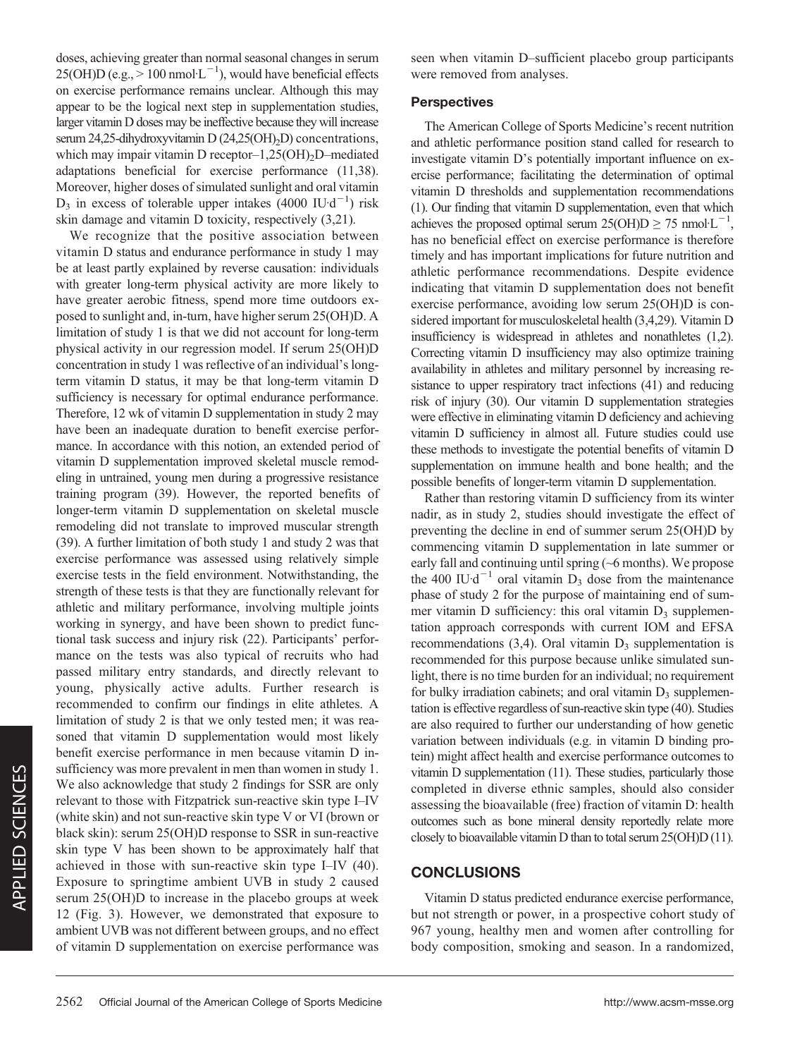doses, achieving greater than normal seasonal changes in serum 25(OH)D (e.g., > 100 $nmol{\cdot}L^{-1}$), would have beneficial effects on exercise performance remains unclear. Although this may appear to be the logical next step in supplementation studies, larger vitamin D doses may be ineffective because they will increase serum 24,25-dihydroxyvitamin D (24,25(OH)$_2$D) concentrations, which may impair vitamin D receptor–1,25(OH)$_2$D–mediated adaptations beneficial for exercise performance (11,38). Moreover, higher doses of simulated sunlight and oral vitamin $D_3$ in excess of tolerable upper intakes (4000 $IU{\cdot}d^{-1}$) risk skin damage and vitamin D toxicity, respectively (3,21).

We recognize that the positive association between vitamin D status and endurance performance in study 1 may be at least partly explained by reverse causation: individuals with greater long-term physical activity are more likely to have greater aerobic fitness, spend more time outdoors exposed to sunlight and, in-turn, have higher serum 25(OH)D. A limitation of study 1 is that we did not account for long-term physical activity in our regression model. If serum 25(OH)D concentration in study 1 was reflective of an individual's long-term vitamin D status, it may be that long-term vitamin D sufficiency is necessary for optimal endurance performance. Therefore, 12 wk of vitamin D supplementation in study 2 may have been an inadequate duration to benefit exercise performance. In accordance with this notion, an extended period of vitamin D supplementation improved skeletal muscle remodeling in untrained, young men during a progressive resistance training program (39). However, the reported benefits of longer-term vitamin D supplementation on skeletal muscle remodeling did not translate to improved muscular strength (39). A further limitation of both study 1 and study 2 was that exercise performance was assessed using relatively simple exercise tests in the field environment. Notwithstanding, the strength of these tests is that they are functionally relevant for athletic and military performance, involving multiple joints working in synergy, and have been shown to predict functional task success and injury risk (22). Participants' performance on the tests was also typical of recruits who had passed military entry standards, and directly relevant to young, physically active adults. Further research is recommended to confirm our findings in elite athletes. A limitation of study 2 is that we only tested men; it was reasoned that vitamin D supplementation would most likely benefit exercise performance in men because vitamin D insufficiency was more prevalent in men than women in study 1. We also acknowledge that study 2 findings for SSR are only relevant to those with Fitzpatrick sun-reactive skin type I–IV (white skin) and not sun-reactive skin type V or VI (brown or black skin): serum 25(OH)D response to SSR in sun-reactive skin type V has been shown to be approximately half that achieved in those with sun-reactive skin type I–IV (40). Exposure to springtime ambient UVB in study 2 caused serum 25(OH)D to increase in the placebo groups at week 12 (Fig. 3). However, we demonstrated that exposure to ambient UVB was not different between groups, and no effect of vitamin D supplementation on exercise performance was seen when vitamin D–sufficient placebo group participants were removed from analyses.

### Perspectives

The American College of Sports Medicine's recent nutrition and athletic performance position stand called for research to investigate vitamin D's potentially important influence on exercise performance; facilitating the determination of optimal vitamin D thresholds and supplementation recommendations (1). Our finding that vitamin D supplementation, even that which achieves the proposed optimal serum 25(OH)D $\geq$ 75 $nmol{\cdot}L^{-1}$, has no beneficial effect on exercise performance is therefore timely and has important implications for future nutrition and athletic performance recommendations. Despite evidence indicating that vitamin D supplementation does not benefit exercise performance, avoiding low serum 25(OH)D is considered important for musculoskeletal health (3,4,29). Vitamin D insufficiency is widespread in athletes and nonathletes (1,2). Correcting vitamin D insufficiency may also optimize training availability in athletes and military personnel by increasing resistance to upper respiratory tract infections (41) and reducing risk of injury (30). Our vitamin D supplementation strategies were effective in eliminating vitamin D deficiency and achieving vitamin D sufficiency in almost all. Future studies could use these methods to investigate the potential benefits of vitamin D supplementation on immune health and bone health; and the possible benefits of longer-term vitamin D supplementation.

Rather than restoring vitamin D sufficiency from its winter nadir, as in study 2, studies should investigate the effect of preventing the decline in end of summer serum 25(OH)D by commencing vitamin D supplementation in late summer or early fall and continuing until spring (~6 months). We propose the 400 $IU{\cdot}d^{-1}$ oral vitamin $D_3$ dose from the maintenance phase of study 2 for the purpose of maintaining end of summer vitamin D sufficiency: this oral vitamin $D_3$ supplementation approach corresponds with current IOM and EFSA recommendations (3,4). Oral vitamin $D_3$ supplementation is recommended for this purpose because unlike simulated sunlight, there is no time burden for an individual; no requirement for bulky irradiation cabinets; and oral vitamin $D_3$ supplementation is effective regardless of sun-reactive skin type (40). Studies are also required to further our understanding of how genetic variation between individuals (e.g. in vitamin D binding protein) might affect health and exercise performance outcomes to vitamin D supplementation (11). These studies, particularly those completed in diverse ethnic samples, should also consider assessing the bioavailable (free) fraction of vitamin D: health outcomes such as bone mineral density reportedly relate more closely to bioavailable vitamin D than to total serum 25(OH)D (11).

## CONCLUSIONS

Vitamin D status predicted endurance exercise performance, but not strength or power, in a prospective cohort study of 967 young, healthy men and women after controlling for body composition, smoking and season. In a randomized,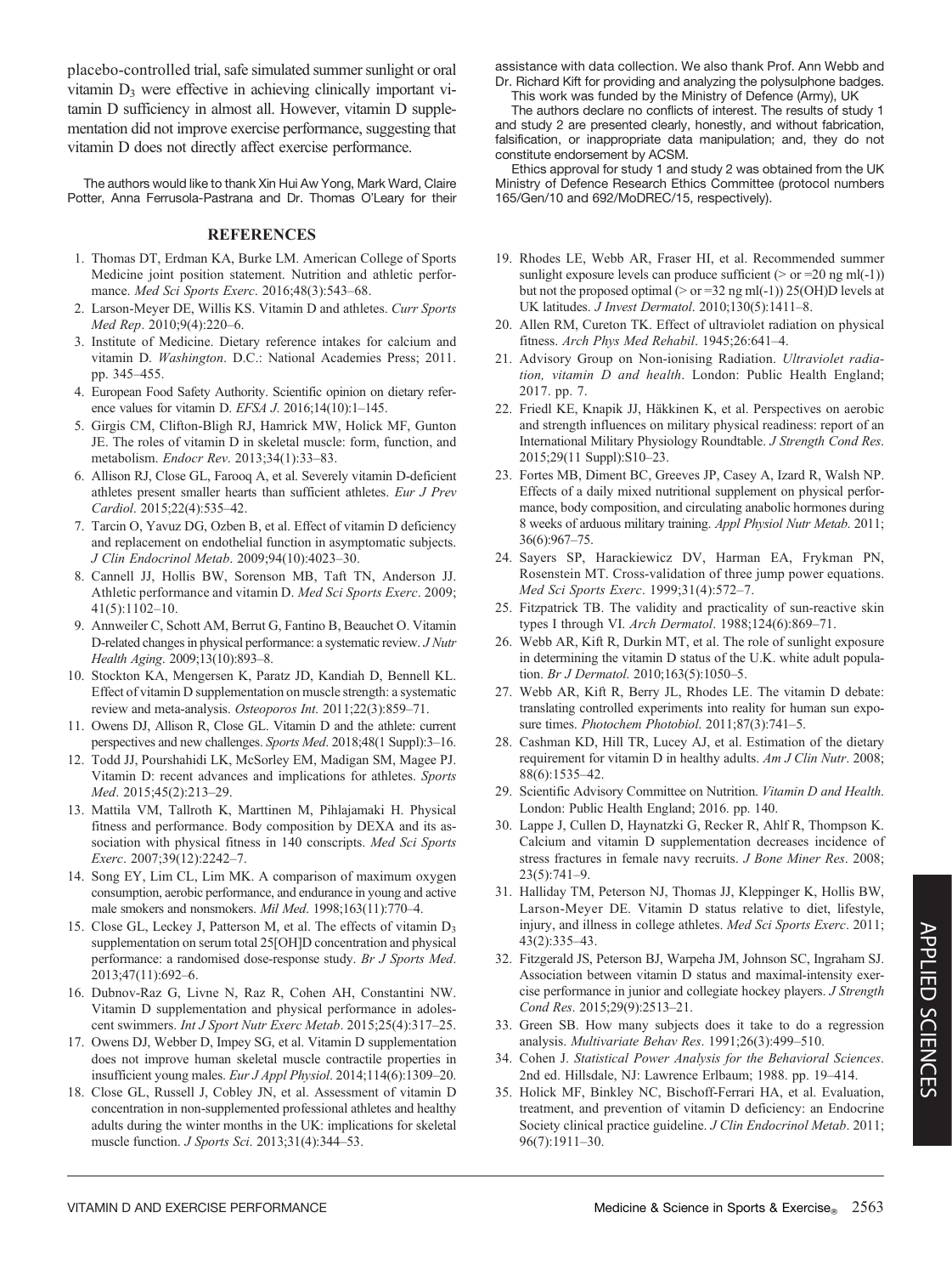placebo-controlled trial, safe simulated summer sunlight or oral vitamin $D_3$ were effective in achieving clinically important vitamin D sufficiency in almost all. However, vitamin D supplementation did not improve exercise performance, suggesting that vitamin D does not directly affect exercise performance.

The authors would like to thank Xin Hui Aw Yong, Mark Ward, Claire Potter, Anna Ferrusola-Pastrana and Dr. Thomas O'Leary for their assistance with data collection. We also thank Prof. Ann Webb and Dr. Richard Kift for providing and analyzing the polysulphone badges.

This work was funded by the Ministry of Defence (Army), UK

The authors declare no conflicts of interest. The results of study 1 and study 2 are presented clearly, honestly, and without fabrication, falsification, or inappropriate data manipulation; and, they do not constitute endorsement by ACSM.

Ethics approval for study 1 and study 2 was obtained from the UK Ministry of Defence Research Ethics Committee (protocol numbers 165/Gen/10 and 692/MoDREC/15, respectively).

## REFERENCES

1. Thomas DT, Erdman KA, Burke LM. American College of Sports Medicine joint position statement. Nutrition and athletic performance. *Med Sci Sports Exerc*. 2016;48(3):543–68.
2. Larson-Meyer DE, Willis KS. Vitamin D and athletes. *Curr Sports Med Rep*. 2010;9(4):220–6.
3. Institute of Medicine. Dietary reference intakes for calcium and vitamin D. *Washington*. D.C.: National Academies Press; 2011. pp. 345–455.
4. European Food Safety Authority. Scientific opinion on dietary reference values for vitamin D. *EFSA J*. 2016;14(10):1–145.
5. Girgis CM, Clifton-Bligh RJ, Hamrick MW, Holick MF, Gunton JE. The roles of vitamin D in skeletal muscle: form, function, and metabolism. *Endocr Rev*. 2013;34(1):33–83.
6. Allison RJ, Close GL, Farooq A, et al. Severely vitamin D-deficient athletes present smaller hearts than sufficient athletes. *Eur J Prev Cardiol*. 2015;22(4):535–42.
7. Tarcin O, Yavuz DG, Ozben B, et al. Effect of vitamin D deficiency and replacement on endothelial function in asymptomatic subjects. *J Clin Endocrinol Metab*. 2009;94(10):4023–30.
8. Cannell JJ, Hollis BW, Sorenson MB, Taft TN, Anderson JJ. Athletic performance and vitamin D. *Med Sci Sports Exerc*. 2009; 41(5):1102–10.
9. Annweiler C, Schott AM, Berrut G, Fantino B, Beauchet O. Vitamin D-related changes in physical performance: a systematic review. *J Nutr Health Aging*. 2009;13(10):893–8.
10. Stockton KA, Mengersen K, Paratz JD, Kandiah D, Bennell KL. Effect of vitamin D supplementation on muscle strength: a systematic review and meta-analysis. *Osteoporos Int*. 2011;22(3):859–71.
11. Owens DJ, Allison R, Close GL. Vitamin D and the athlete: current perspectives and new challenges. *Sports Med*. 2018;48(1 Suppl):3–16.
12. Todd JJ, Pourshahidi LK, McSorley EM, Madigan SM, Magee PJ. Vitamin D: recent advances and implications for athletes. *Sports Med*. 2015;45(2):213–29.
13. Mattila VM, Tallroth K, Marttinen M, Pihlajamaki H. Physical fitness and performance. Body composition by DEXA and its association with physical fitness in 140 conscripts. *Med Sci Sports Exerc*. 2007;39(12):2242–7.
14. Song EY, Lim CL, Lim MK. A comparison of maximum oxygen consumption, aerobic performance, and endurance in young and active male smokers and nonsmokers. *Mil Med*. 1998;163(11):770–4.
15. Close GL, Leckey J, Patterson M, et al. The effects of vitamin $D_3$ supplementation on serum total 25[OH]D concentration and physical performance: a randomised dose-response study. *Br J Sports Med*. 2013;47(11):692–6.
16. Dubnov-Raz G, Livne N, Raz R, Cohen AH, Constantini NW. Vitamin D supplementation and physical performance in adolescent swimmers. *Int J Sport Nutr Exerc Metab*. 2015;25(4):317–25.
17. Owens DJ, Webber D, Impey SG, et al. Vitamin D supplementation does not improve human skeletal muscle contractile properties in insufficient young males. *Eur J Appl Physiol*. 2014;114(6):1309–20.
18. Close GL, Russell J, Cobley JN, et al. Assessment of vitamin D concentration in non-supplemented professional athletes and healthy adults during the winter months in the UK: implications for skeletal muscle function. *J Sports Sci*. 2013;31(4):344–53.
19. Rhodes LE, Webb AR, Fraser HI, et al. Recommended summer sunlight exposure levels can produce sufficient (> or =20 ng ml(-1)) but not the proposed optimal (> or =32 ng ml(-1)) 25(OH)D levels at UK latitudes. *J Invest Dermatol*. 2010;130(5):1411–8.
20. Allen RM, Cureton TK. Effect of ultraviolet radiation on physical fitness. *Arch Phys Med Rehabil*. 1945;26:641–4.
21. Advisory Group on Non-ionising Radiation. *Ultraviolet radiation, vitamin D and health*. London: Public Health England; 2017. pp. 7.
22. Friedl KE, Knapik JJ, Häkkinen K, et al. Perspectives on aerobic and strength influences on military physical readiness: report of an International Military Physiology Roundtable. *J Strength Cond Res*. 2015;29(11 Suppl):S10–23.
23. Fortes MB, Diment BC, Greeves JP, Casey A, Izard R, Walsh NP. Effects of a daily mixed nutritional supplement on physical performance, body composition, and circulating anabolic hormones during 8 weeks of arduous military training. *Appl Physiol Nutr Metab*. 2011; 36(6):967–75.
24. Sayers SP, Harackiewicz DV, Harman EA, Frykman PN, Rosenstein MT. Cross-validation of three jump power equations. *Med Sci Sports Exerc*. 1999;31(4):572–7.
25. Fitzpatrick TB. The validity and practicality of sun-reactive skin types I through VI. *Arch Dermatol*. 1988;124(6):869–71.
26. Webb AR, Kift R, Durkin MT, et al. The role of sunlight exposure in determining the vitamin D status of the U.K. white adult population. *Br J Dermatol*. 2010;163(5):1050–5.
27. Webb AR, Kift R, Berry JL, Rhodes LE. The vitamin D debate: translating controlled experiments into reality for human sun exposure times. *Photochem Photobiol*. 2011;87(3):741–5.
28. Cashman KD, Hill TR, Lucey AJ, et al. Estimation of the dietary requirement for vitamin D in healthy adults. *Am J Clin Nutr*. 2008; 88(6):1535–42.
29. Scientific Advisory Committee on Nutrition. *Vitamin D and Health*. London: Public Health England; 2016. pp. 140.
30. Lappe J, Cullen D, Haynatzki G, Recker R, Ahlf R, Thompson K. Calcium and vitamin D supplementation decreases incidence of stress fractures in female navy recruits. *J Bone Miner Res*. 2008; 23(5):741–9.
31. Halliday TM, Peterson NJ, Thomas JJ, Kleppinger K, Hollis BW, Larson-Meyer DE. Vitamin D status relative to diet, lifestyle, injury, and illness in college athletes. *Med Sci Sports Exerc*. 2011; 43(2):335–43.
32. Fitzgerald JS, Peterson BJ, Warpeha JM, Johnson SC, Ingraham SJ. Association between vitamin D status and maximal-intensity exercise performance in junior and collegiate hockey players. *J Strength Cond Res*. 2015;29(9):2513–21.
33. Green SB. How many subjects does it take to do a regression analysis. *Multivariate Behav Res*. 1991;26(3):499–510.
34. Cohen J. *Statistical Power Analysis for the Behavioral Sciences*. 2nd ed. Hillsdale, NJ: Lawrence Erlbaum; 1988. pp. 19–414.
35. Holick MF, Binkley NC, Bischoff-Ferrari HA, et al. Evaluation, treatment, and prevention of vitamin D deficiency: an Endocrine Society clinical practice guideline. *J Clin Endocrinol Metab*. 2011; 96(7):1911–30.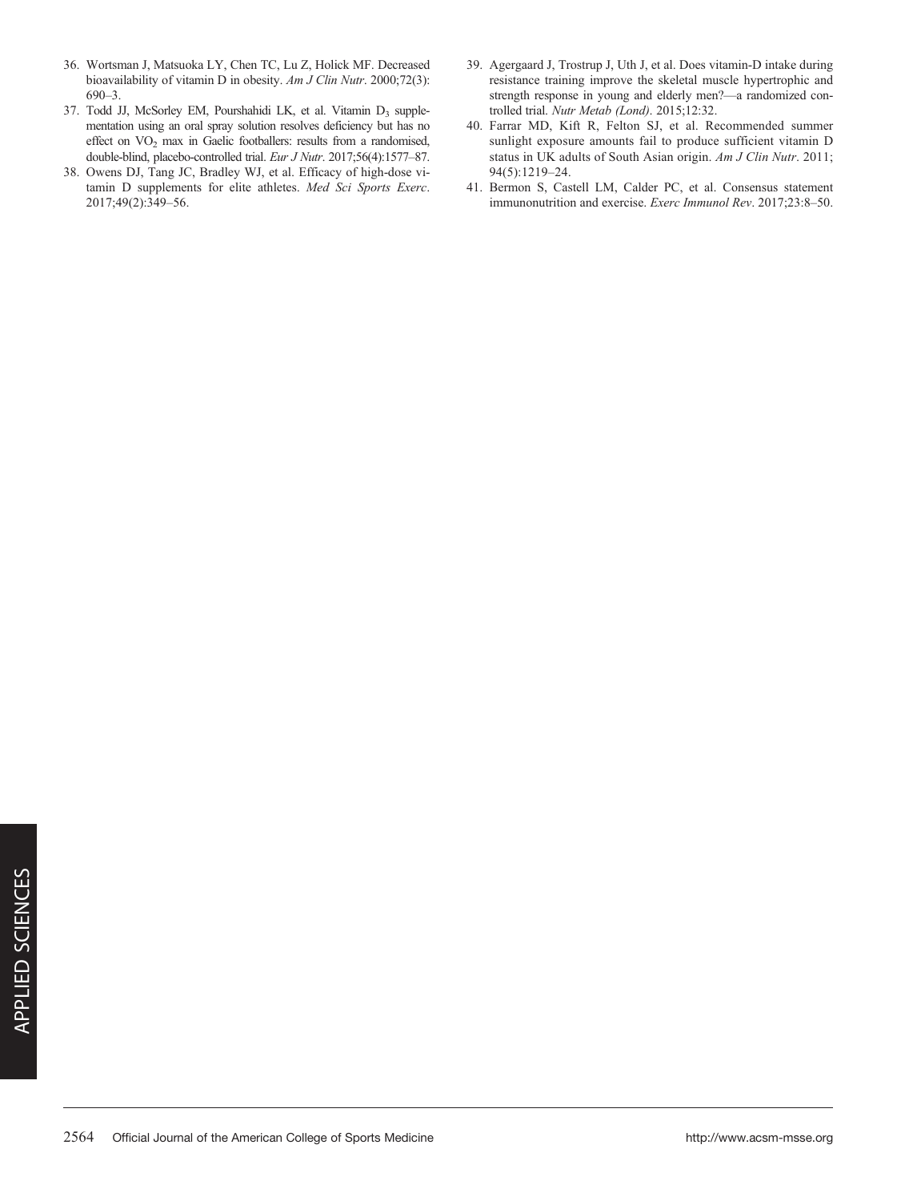36. Wortsman J, Matsuoka LY, Chen TC, Lu Z, Holick MF. Decreased bioavailability of vitamin D in obesity. *Am J Clin Nutr*. 2000;72(3): 690–3.
37. Todd JJ, McSorley EM, Pourshahidi LK, et al. Vitamin $D_3$ supplementation using an oral spray solution resolves deficiency but has no effect on $VO_2$ max in Gaelic footballers: results from a randomised, double-blind, placebo-controlled trial. *Eur J Nutr*. 2017;56(4):1577–87.
38. Owens DJ, Tang JC, Bradley WJ, et al. Efficacy of high-dose vitamin D supplements for elite athletes. *Med Sci Sports Exerc*. 2017;49(2):349–56.
39. Agergaard J, Trostrup J, Uth J, et al. Does vitamin-D intake during resistance training improve the skeletal muscle hypertrophic and strength response in young and elderly men?—a randomized controlled trial. *Nutr Metab (Lond)*. 2015;12:32.
40. Farrar MD, Kift R, Felton SJ, et al. Recommended summer sunlight exposure amounts fail to produce sufficient vitamin D status in UK adults of South Asian origin. *Am J Clin Nutr*. 2011; 94(5):1219–24.
41. Bermon S, Castell LM, Calder PC, et al. Consensus statement immunonutrition and exercise. *Exerc Immunol Rev*. 2017;23:8–50.